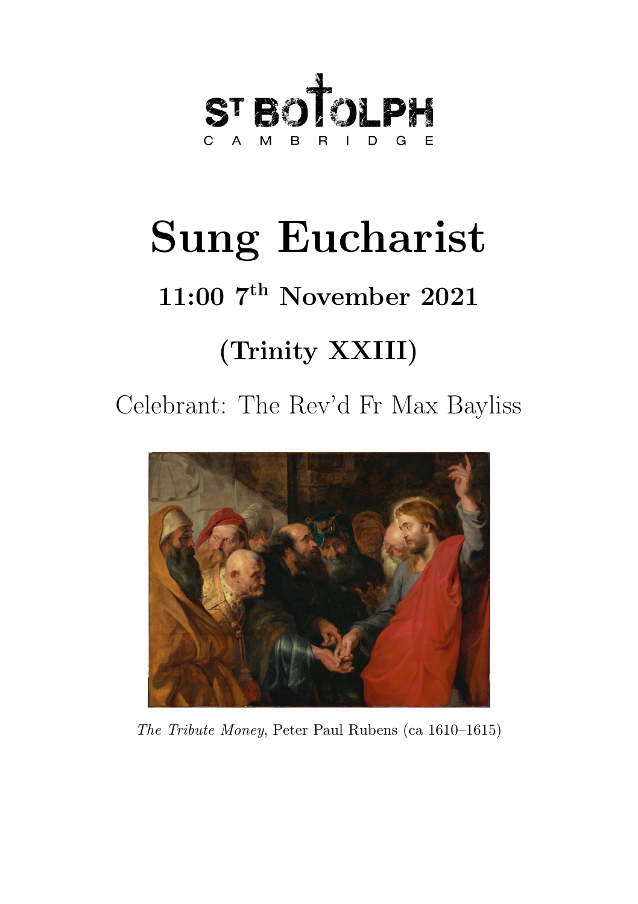St Botolph Cambridge

# Sung Eucharist

## 11:00 7th November 2021

## (Trinity XXIII)

Celebrant: The Rev'd Fr Max Bayliss

*The Tribute Money*, Peter Paul Rubens (ca 1610–1615)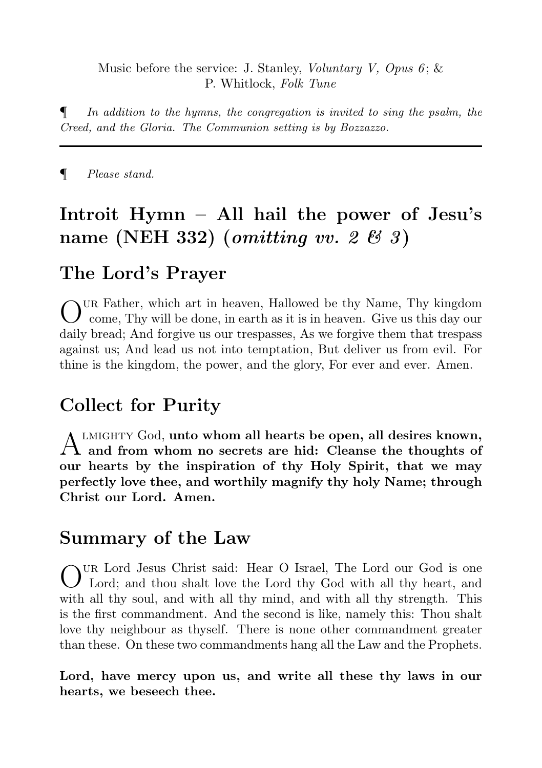Music before the service: J. Stanley, *Voluntary V, Opus 6*; & P. Whitlock, *Folk Tune*

¶ *In addition to the hymns, the congregation is invited to sing the psalm, the Creed, and the Gloria. The Communion setting is by Bozzazzo.*

---

¶ *Please stand.*

## Introit Hymn – All hail the power of Jesu's name (NEH 332) (*omitting vv. 2 & 3*)

## The Lord's Prayer

Our Father, which art in heaven, Hallowed be thy Name, Thy kingdom come, Thy will be done, in earth as it is in heaven. Give us this day our daily bread; And forgive us our trespasses, As we forgive them that trespass against us; And lead us not into temptation, But deliver us from evil. For thine is the kingdom, the power, and the glory, For ever and ever. Amen.

## Collect for Purity

Almighty God, **unto whom all hearts be open, all desires known, and from whom no secrets are hid: Cleanse the thoughts of our hearts by the inspiration of thy Holy Spirit, that we may perfectly love thee, and worthily magnify thy holy Name; through Christ our Lord. Amen.**

## Summary of the Law

Our Lord Jesus Christ said: Hear O Israel, The Lord our God is one Lord; and thou shalt love the Lord thy God with all thy heart, and with all thy soul, and with all thy mind, and with all thy strength. This is the first commandment. And the second is like, namely this: Thou shalt love thy neighbour as thyself. There is none other commandment greater than these. On these two commandments hang all the Law and the Prophets.

**Lord, have mercy upon us, and write all these thy laws in our hearts, we beseech thee.**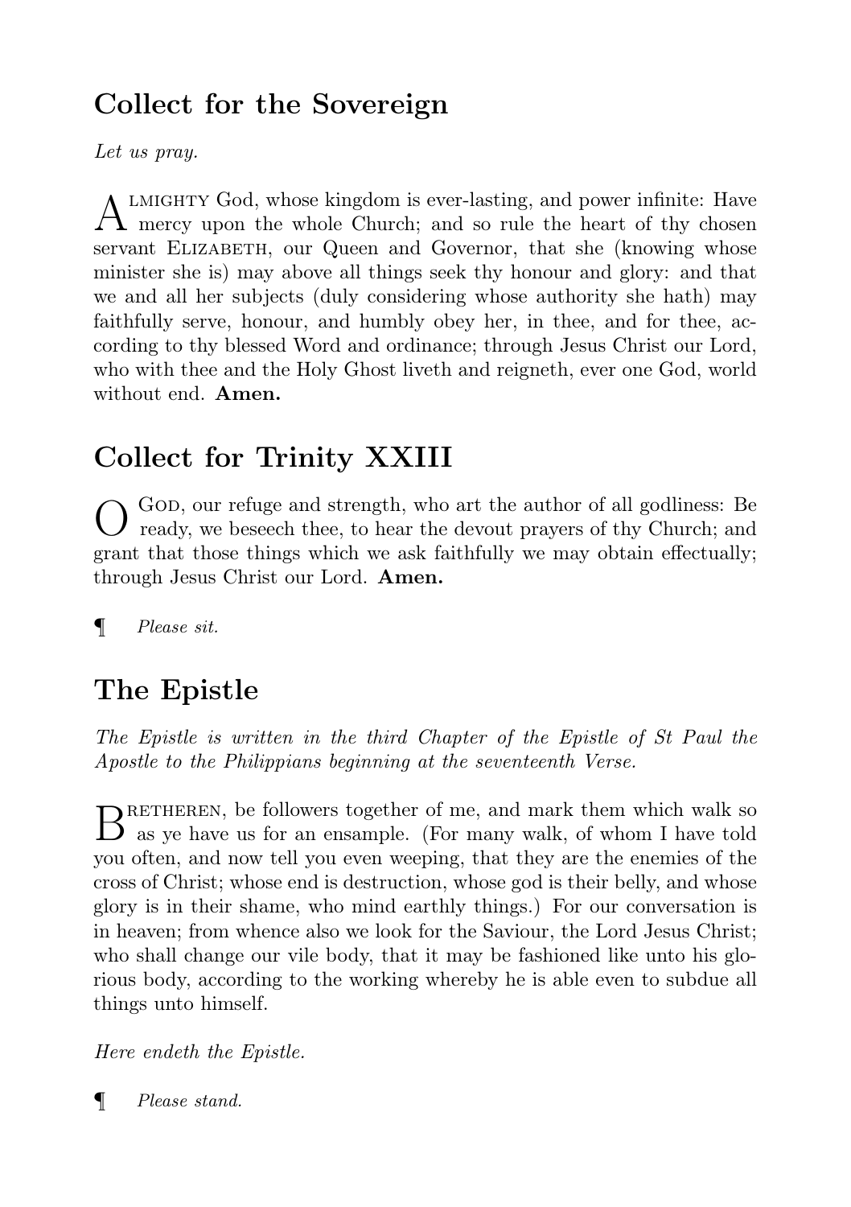## Collect for the Sovereign

*Let us pray.*

ALMIGHTY God, whose kingdom is ever-lasting, and power infinite: Have mercy upon the whole Church; and so rule the heart of thy chosen servant ELIZABETH, our Queen and Governor, that she (knowing whose minister she is) may above all things seek thy honour and glory: and that we and all her subjects (duly considering whose authority she hath) may faithfully serve, honour, and humbly obey her, in thee, and for thee, according to thy blessed Word and ordinance; through Jesus Christ our Lord, who with thee and the Holy Ghost liveth and reigneth, ever one God, world without end. **Amen.**

## Collect for Trinity XXIII

O GOD, our refuge and strength, who art the author of all godliness: Be ready, we beseech thee, to hear the devout prayers of thy Church; and grant that those things which we ask faithfully we may obtain effectually; through Jesus Christ our Lord. **Amen.**

¶ *Please sit.*

## The Epistle

*The Epistle is written in the third Chapter of the Epistle of St Paul the Apostle to the Philippians beginning at the seventeenth Verse.*

BRETHEREN, be followers together of me, and mark them which walk so as ye have us for an ensample. (For many walk, of whom I have told you often, and now tell you even weeping, that they are the enemies of the cross of Christ; whose end is destruction, whose god is their belly, and whose glory is in their shame, who mind earthly things.) For our conversation is in heaven; from whence also we look for the Saviour, the Lord Jesus Christ; who shall change our vile body, that it may be fashioned like unto his glorious body, according to the working whereby he is able even to subdue all things unto himself.

*Here endeth the Epistle.*

¶ *Please stand.*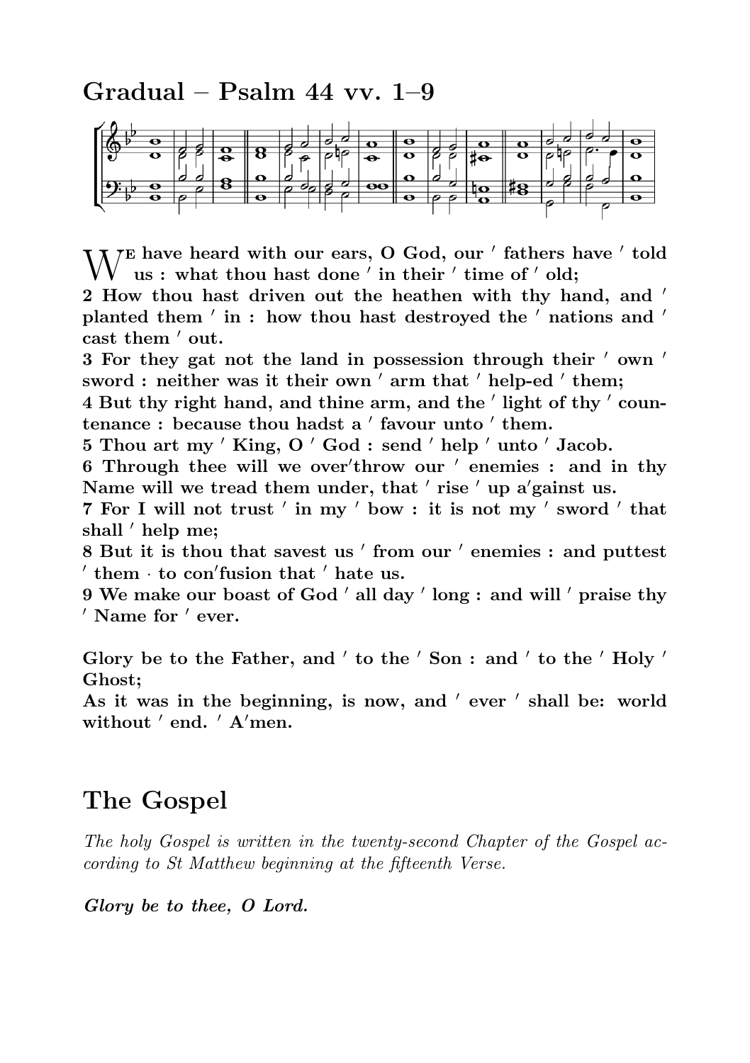## Gradual – Psalm 44 vv. 1–9

**We have heard with our ears, O God, our ′ fathers have ′ told us : what thou hast done ′ in their ′ time of ′ old;**
**2 How thou hast driven out the heathen with thy hand, and ′ planted them ′ in : how thou hast destroyed the ′ nations and ′ cast them ′ out.**
**3 For they gat not the land in possession through their ′ own ′ sword : neither was it their own ′ arm that ′ help-ed ′ them;**
**4 But thy right hand, and thine arm, and the ′ light of thy ′ countenance : because thou hadst a ′ favour unto ′ them.**
**5 Thou art my ′ King, O ′ God : send ′ help ′ unto ′ Jacob.**
**6 Through thee will we over′throw our ′ enemies : and in thy Name will we tread them under, that ′ rise ′ up a′gainst us.**
**7 For I will not trust ′ in my ′ bow : it is not my ′ sword ′ that shall ′ help me;**
**8 But it is thou that savest us ′ from our ′ enemies : and puttest ′ them · to con′fusion that ′ hate us.**
**9 We make our boast of God ′ all day ′ long : and will ′ praise thy ′ Name for ′ ever.**

**Glory be to the Father, and ′ to the ′ Son : and ′ to the ′ Holy ′ Ghost;**
**As it was in the beginning, is now, and ′ ever ′ shall be: world without ′ end. ′ A′men.**

## The Gospel

*The holy Gospel is written in the twenty-second Chapter of the Gospel according to St Matthew beginning at the fifteenth Verse.*

***Glory be to thee, O Lord.***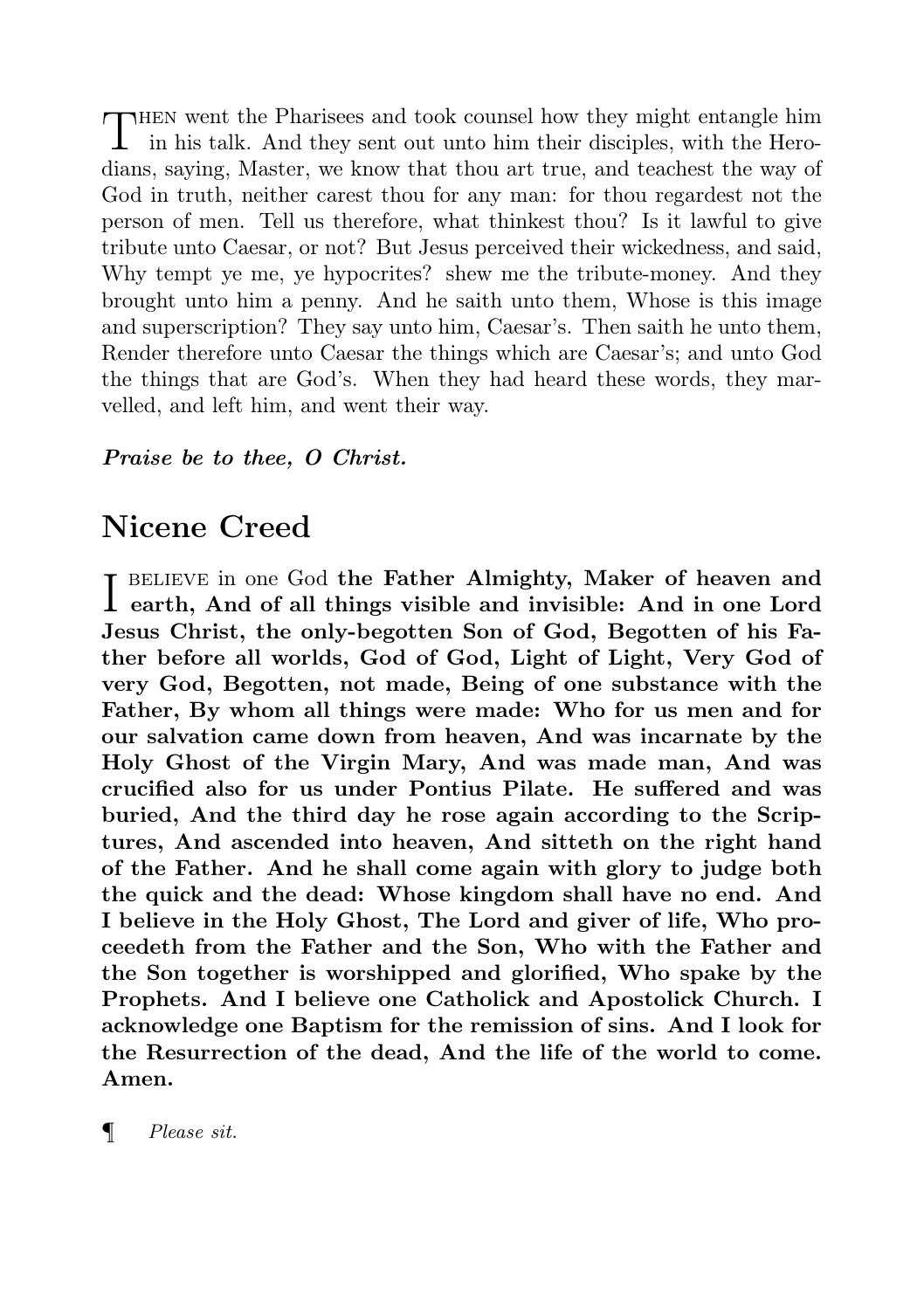THEN went the Pharisees and took counsel how they might entangle him in his talk. And they sent out unto him their disciples, with the Herodians, saying, Master, we know that thou art true, and teachest the way of God in truth, neither carest thou for any man: for thou regardest not the person of men. Tell us therefore, what thinkest thou? Is it lawful to give tribute unto Caesar, or not? But Jesus perceived their wickedness, and said, Why tempt ye me, ye hypocrites? shew me the tribute-money. And they brought unto him a penny. And he saith unto them, Whose is this image and superscription? They say unto him, Caesar's. Then saith he unto them, Render therefore unto Caesar the things which are Caesar's; and unto God the things that are God's. When they had heard these words, they marvelled, and left him, and went their way.

***Praise be to thee, O Christ.***

## Nicene Creed

I BELIEVE in one God **the Father Almighty, Maker of heaven and earth, And of all things visible and invisible: And in one Lord Jesus Christ, the only-begotten Son of God, Begotten of his Father before all worlds, God of God, Light of Light, Very God of very God, Begotten, not made, Being of one substance with the Father, By whom all things were made: Who for us men and for our salvation came down from heaven, And was incarnate by the Holy Ghost of the Virgin Mary, And was made man, And was crucified also for us under Pontius Pilate. He suffered and was buried, And the third day he rose again according to the Scriptures, And ascended into heaven, And sitteth on the right hand of the Father. And he shall come again with glory to judge both the quick and the dead: Whose kingdom shall have no end. And I believe in the Holy Ghost, The Lord and giver of life, Who proceedeth from the Father and the Son, Who with the Father and the Son together is worshipped and glorified, Who spake by the Prophets. And I believe one Catholick and Apostolick Church. I acknowledge one Baptism for the remission of sins. And I look for the Resurrection of the dead, And the life of the world to come. Amen.**

¶ *Please sit.*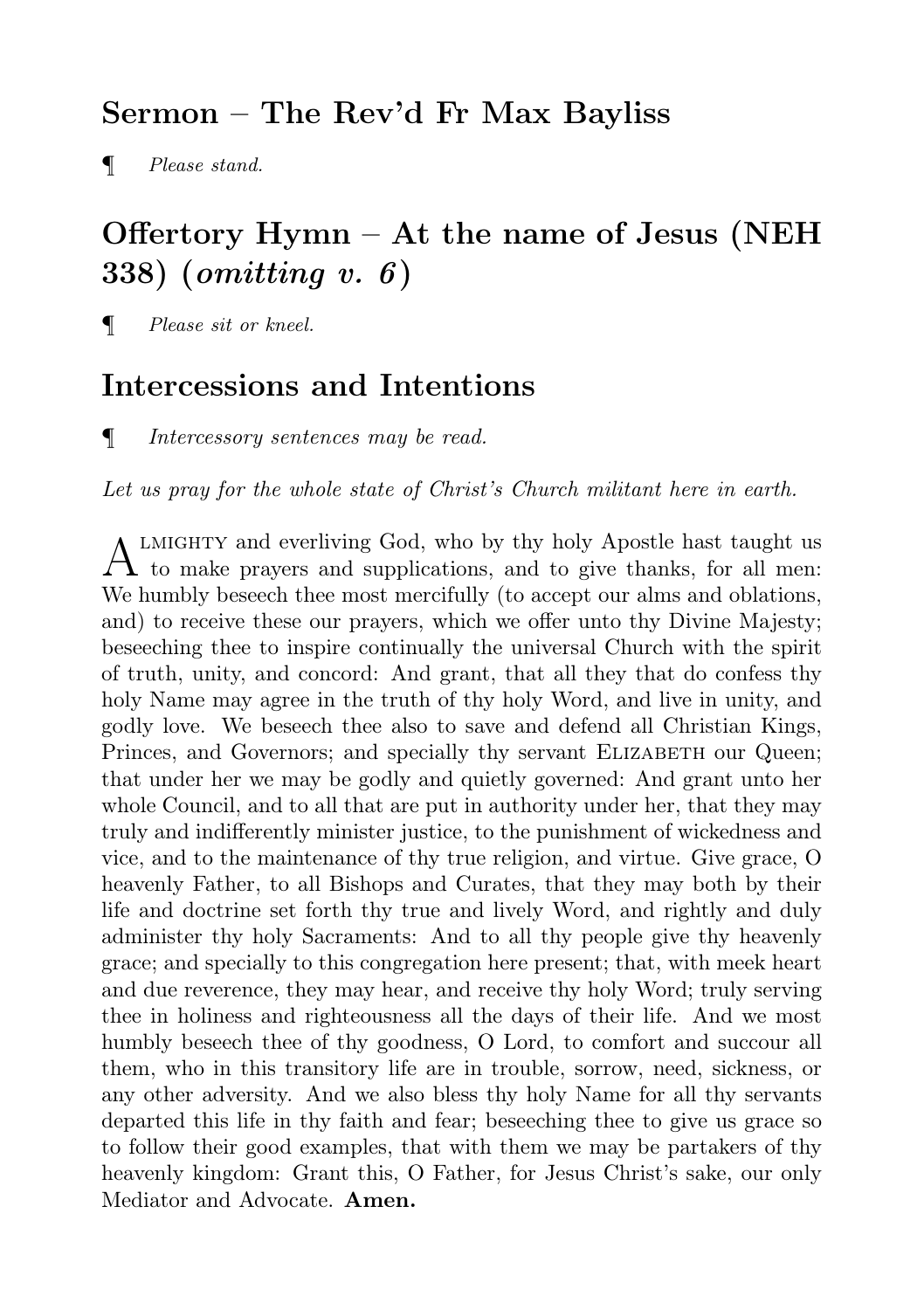## Sermon – The Rev'd Fr Max Bayliss

¶ *Please stand.*

## Offertory Hymn – At the name of Jesus (NEH 338) (*omitting v. 6*)

¶ *Please sit or kneel.*

## Intercessions and Intentions

¶ *Intercessory sentences may be read.*

*Let us pray for the whole state of Christ's Church militant here in earth.*

ALMIGHTY and everliving God, who by thy holy Apostle hast taught us to make prayers and supplications, and to give thanks, for all men: We humbly beseech thee most mercifully (to accept our alms and oblations, and) to receive these our prayers, which we offer unto thy Divine Majesty; beseeching thee to inspire continually the universal Church with the spirit of truth, unity, and concord: And grant, that all they that do confess thy holy Name may agree in the truth of thy holy Word, and live in unity, and godly love. We beseech thee also to save and defend all Christian Kings, Princes, and Governors; and specially thy servant ELIZABETH our Queen; that under her we may be godly and quietly governed: And grant unto her whole Council, and to all that are put in authority under her, that they may truly and indifferently minister justice, to the punishment of wickedness and vice, and to the maintenance of thy true religion, and virtue. Give grace, O heavenly Father, to all Bishops and Curates, that they may both by their life and doctrine set forth thy true and lively Word, and rightly and duly administer thy holy Sacraments: And to all thy people give thy heavenly grace; and specially to this congregation here present; that, with meek heart and due reverence, they may hear, and receive thy holy Word; truly serving thee in holiness and righteousness all the days of their life. And we most humbly beseech thee of thy goodness, O Lord, to comfort and succour all them, who in this transitory life are in trouble, sorrow, need, sickness, or any other adversity. And we also bless thy holy Name for all thy servants departed this life in thy faith and fear; beseeching thee to give us grace so to follow their good examples, that with them we may be partakers of thy heavenly kingdom: Grant this, O Father, for Jesus Christ's sake, our only Mediator and Advocate. **Amen.**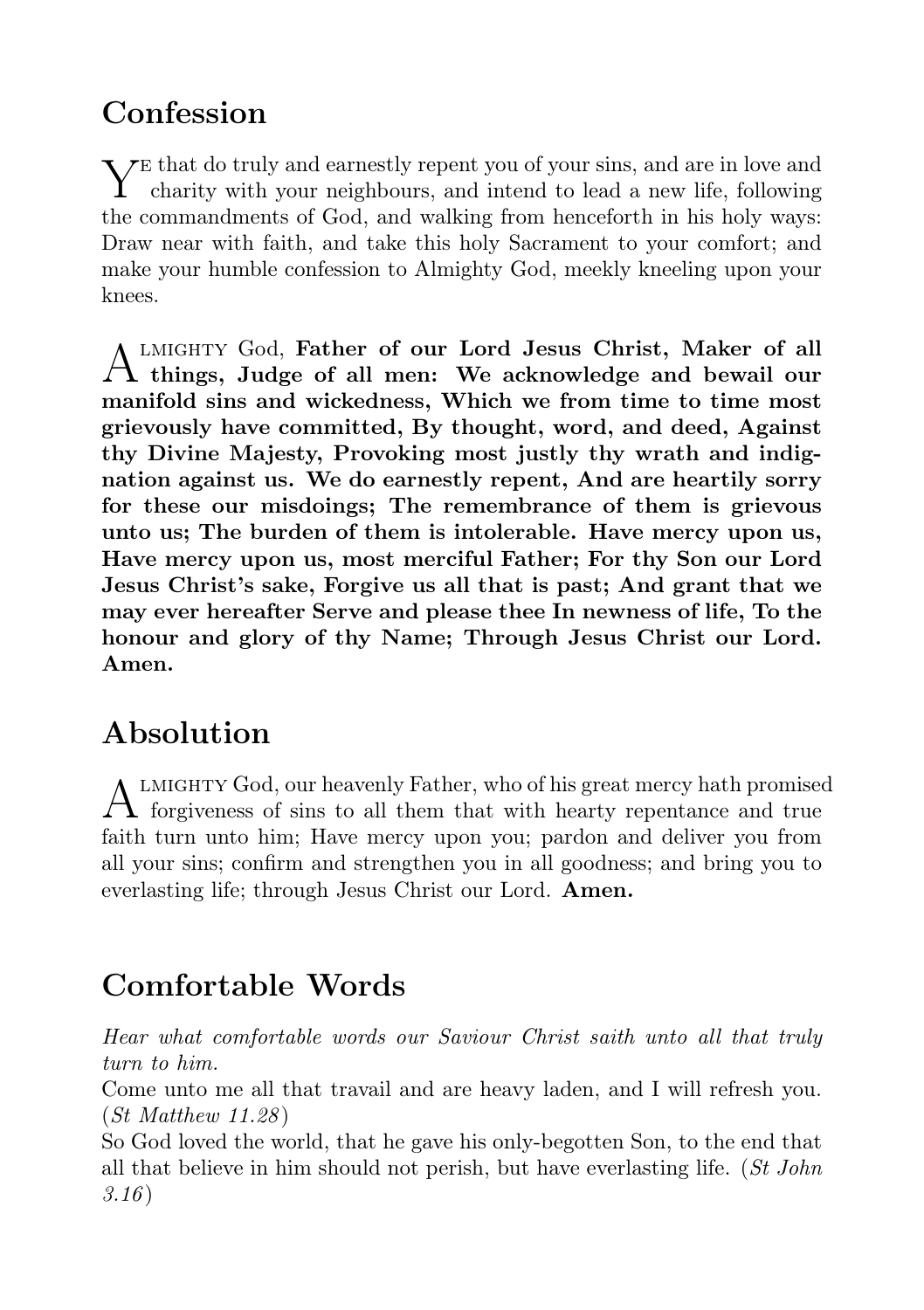## Confession

Ye that do truly and earnestly repent you of your sins, and are in love and charity with your neighbours, and intend to lead a new life, following the commandments of God, and walking from henceforth in his holy ways: Draw near with faith, and take this holy Sacrament to your comfort; and make your humble confession to Almighty God, meekly kneeling upon your knees.

Almighty God, **Father of our Lord Jesus Christ, Maker of all things, Judge of all men: We acknowledge and bewail our manifold sins and wickedness, Which we from time to time most grievously have committed, By thought, word, and deed, Against thy Divine Majesty, Provoking most justly thy wrath and indignation against us. We do earnestly repent, And are heartily sorry for these our misdoings; The remembrance of them is grievous unto us; The burden of them is intolerable. Have mercy upon us, Have mercy upon us, most merciful Father; For thy Son our Lord Jesus Christ's sake, Forgive us all that is past; And grant that we may ever hereafter Serve and please thee In newness of life, To the honour and glory of thy Name; Through Jesus Christ our Lord. Amen.**

## Absolution

Almighty God, our heavenly Father, who of his great mercy hath promised forgiveness of sins to all them that with hearty repentance and true faith turn unto him; Have mercy upon you; pardon and deliver you from all your sins; confirm and strengthen you in all goodness; and bring you to everlasting life; through Jesus Christ our Lord. **Amen.**

## Comfortable Words

*Hear what comfortable words our Saviour Christ saith unto all that truly turn to him.*

Come unto me all that travail and are heavy laden, and I will refresh you. (*St Matthew 11.28*)

So God loved the world, that he gave his only-begotten Son, to the end that all that believe in him should not perish, but have everlasting life. (*St John 3.16*)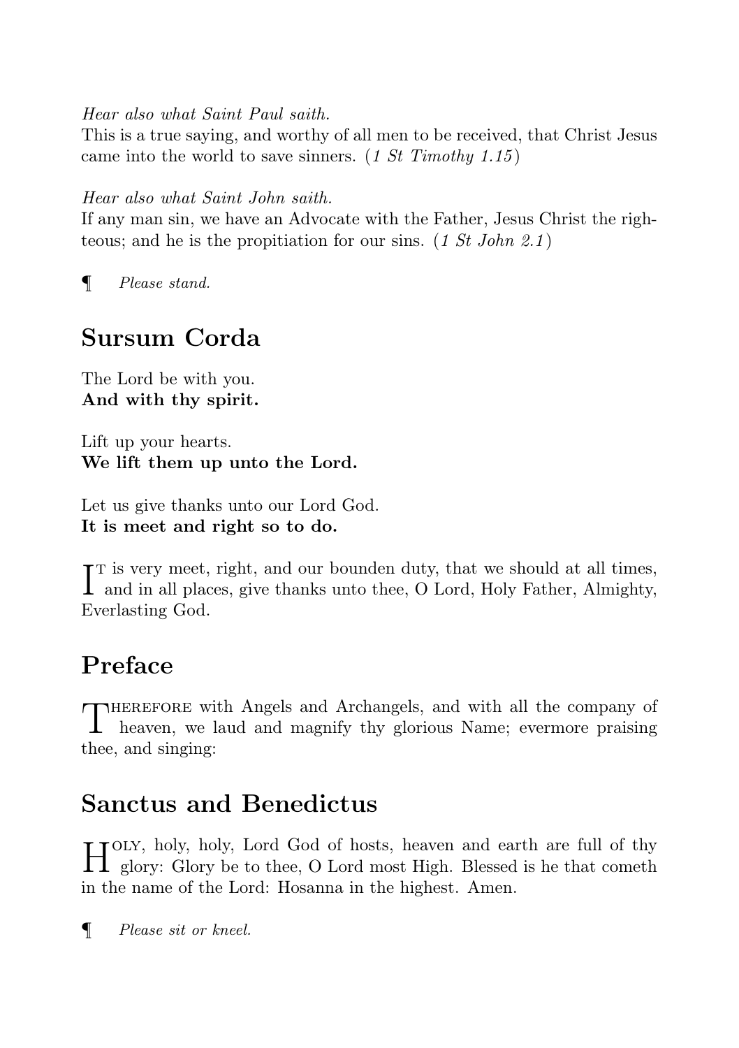*Hear also what Saint Paul saith.*
This is a true saying, and worthy of all men to be received, that Christ Jesus came into the world to save sinners. (*1 St Timothy 1.15*)

*Hear also what Saint John saith.*
If any man sin, we have an Advocate with the Father, Jesus Christ the righteous; and he is the propitiation for our sins. (*1 St John 2.1*)

¶ *Please stand.*

## Sursum Corda

The Lord be with you.
**And with thy spirit.**

Lift up your hearts.
**We lift them up unto the Lord.**

Let us give thanks unto our Lord God.
**It is meet and right so to do.**

It is very meet, right, and our bounden duty, that we should at all times, and in all places, give thanks unto thee, O Lord, Holy Father, Almighty, Everlasting God.

## Preface

Therefore with Angels and Archangels, and with all the company of heaven, we laud and magnify thy glorious Name; evermore praising thee, and singing:

## Sanctus and Benedictus

Holy, holy, holy, Lord God of hosts, heaven and earth are full of thy glory: Glory be to thee, O Lord most High. Blessed is he that cometh in the name of the Lord: Hosanna in the highest. Amen.

¶ *Please sit or kneel.*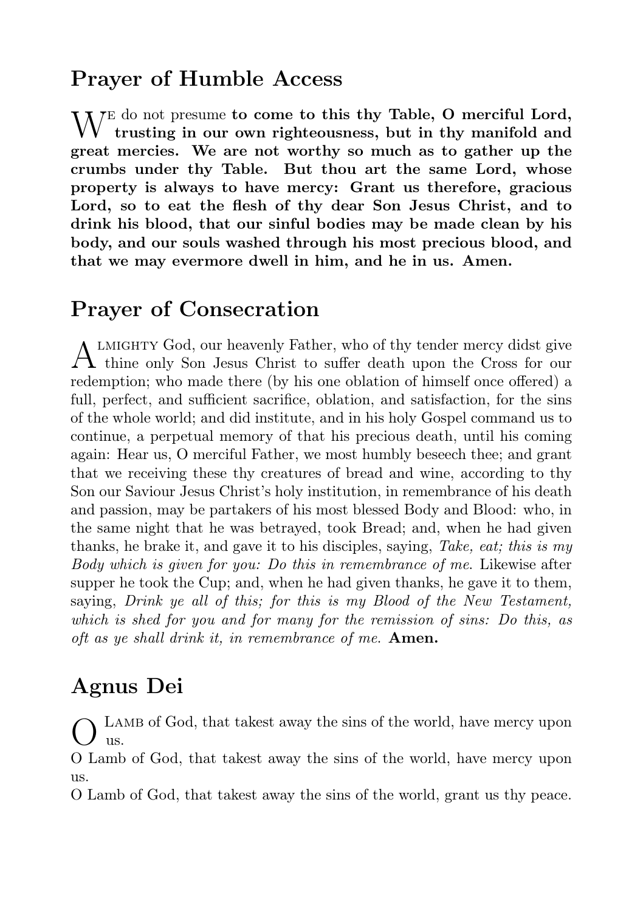## Prayer of Humble Access

We do not presume **to come to this thy Table, O merciful Lord, trusting in our own righteousness, but in thy manifold and great mercies. We are not worthy so much as to gather up the crumbs under thy Table. But thou art the same Lord, whose property is always to have mercy: Grant us therefore, gracious Lord, so to eat the flesh of thy dear Son Jesus Christ, and to drink his blood, that our sinful bodies may be made clean by his body, and our souls washed through his most precious blood, and that we may evermore dwell in him, and he in us. Amen.**

## Prayer of Consecration

Almighty God, our heavenly Father, who of thy tender mercy didst give thine only Son Jesus Christ to suffer death upon the Cross for our redemption; who made there (by his one oblation of himself once offered) a full, perfect, and sufficient sacrifice, oblation, and satisfaction, for the sins of the whole world; and did institute, and in his holy Gospel command us to continue, a perpetual memory of that his precious death, until his coming again: Hear us, O merciful Father, we most humbly beseech thee; and grant that we receiving these thy creatures of bread and wine, according to thy Son our Saviour Jesus Christ's holy institution, in remembrance of his death and passion, may be partakers of his most blessed Body and Blood: who, in the same night that he was betrayed, took Bread; and, when he had given thanks, he brake it, and gave it to his disciples, saying, *Take, eat; this is my Body which is given for you: Do this in remembrance of me.* Likewise after supper he took the Cup; and, when he had given thanks, he gave it to them, saying, *Drink ye all of this; for this is my Blood of the New Testament, which is shed for you and for many for the remission of sins: Do this, as oft as ye shall drink it, in remembrance of me.* **Amen.**

## Agnus Dei

O Lamb of God, that takest away the sins of the world, have mercy upon us.
O Lamb of God, that takest away the sins of the world, have mercy upon us.
O Lamb of God, that takest away the sins of the world, grant us thy peace.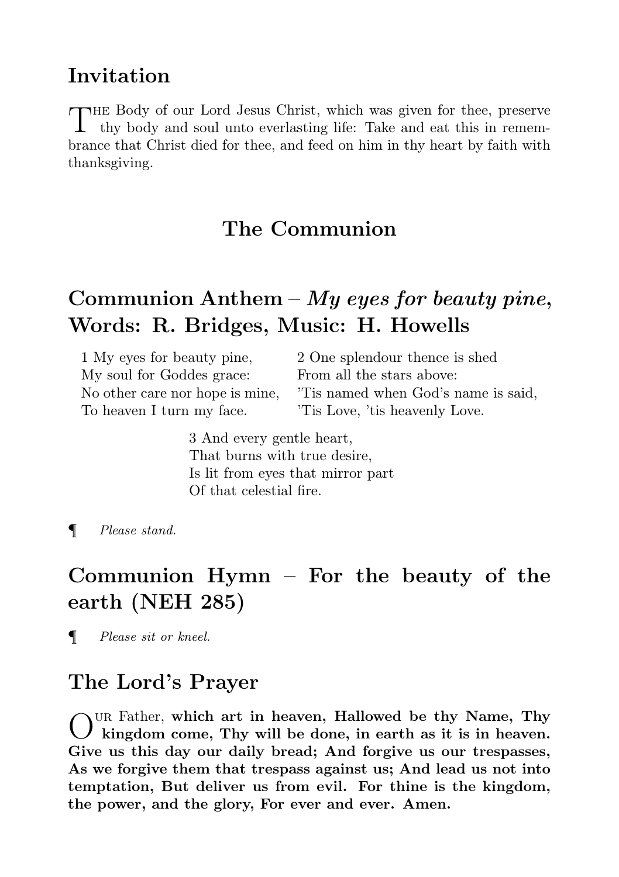## Invitation

The Body of our Lord Jesus Christ, which was given for thee, preserve thy body and soul unto everlasting life: Take and eat this in remembrance that Christ died for thee, and feed on him in thy heart by faith with thanksgiving.

# The Communion

## Communion Anthem – *My eyes for beauty pine*, Words: R. Bridges, Music: H. Howells

1 My eyes for beauty pine,
My soul for Goddes grace:
No other care nor hope is mine,
To heaven I turn my face.

2 One splendour thence is shed
From all the stars above:
'Tis named when God's name is said,
'Tis Love, 'tis heavenly Love.

3 And every gentle heart,
That burns with true desire,
Is lit from eyes that mirror part
Of that celestial fire.

¶ *Please stand.*

## Communion Hymn – For the beauty of the earth (NEH 285)

¶ *Please sit or kneel.*

## The Lord's Prayer

Our Father, **which art in heaven, Hallowed be thy Name, Thy kingdom come, Thy will be done, in earth as it is in heaven. Give us this day our daily bread; And forgive us our trespasses, As we forgive them that trespass against us; And lead us not into temptation, But deliver us from evil. For thine is the kingdom, the power, and the glory, For ever and ever. Amen.**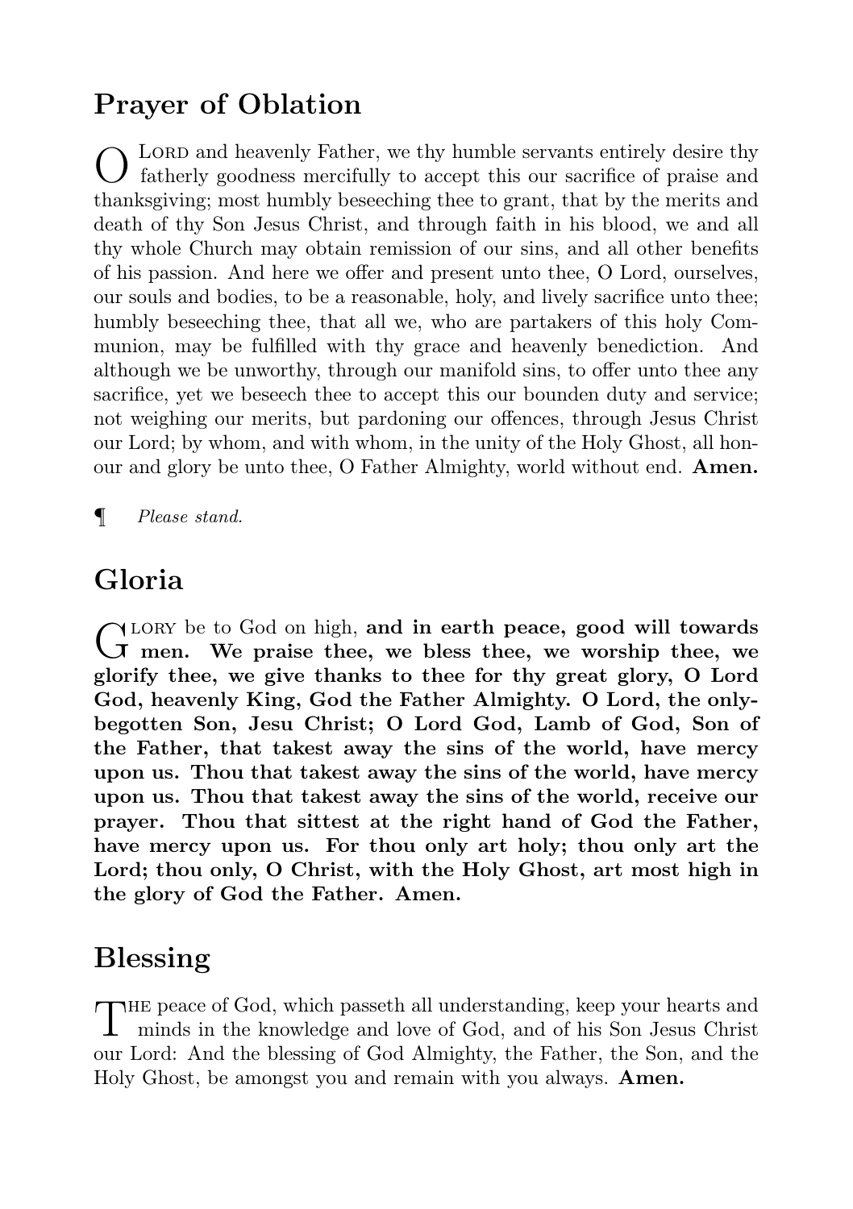## Prayer of Oblation

O Lord and heavenly Father, we thy humble servants entirely desire thy fatherly goodness mercifully to accept this our sacrifice of praise and thanksgiving; most humbly beseeching thee to grant, that by the merits and death of thy Son Jesus Christ, and through faith in his blood, we and all thy whole Church may obtain remission of our sins, and all other benefits of his passion. And here we offer and present unto thee, O Lord, ourselves, our souls and bodies, to be a reasonable, holy, and lively sacrifice unto thee; humbly beseeching thee, that all we, who are partakers of this holy Communion, may be fulfilled with thy grace and heavenly benediction. And although we be unworthy, through our manifold sins, to offer unto thee any sacrifice, yet we beseech thee to accept this our bounden duty and service; not weighing our merits, but pardoning our offences, through Jesus Christ our Lord; by whom, and with whom, in the unity of the Holy Ghost, all honour and glory be unto thee, O Father Almighty, world without end. **Amen.**

¶ *Please stand.*

## Gloria

Glory be to God on high, **and in earth peace, good will towards men. We praise thee, we bless thee, we worship thee, we glorify thee, we give thanks to thee for thy great glory, O Lord God, heavenly King, God the Father Almighty. O Lord, the only-begotten Son, Jesu Christ; O Lord God, Lamb of God, Son of the Father, that takest away the sins of the world, have mercy upon us. Thou that takest away the sins of the world, have mercy upon us. Thou that takest away the sins of the world, receive our prayer. Thou that sittest at the right hand of God the Father, have mercy upon us. For thou only art holy; thou only art the Lord; thou only, O Christ, with the Holy Ghost, art most high in the glory of God the Father. Amen.**

## Blessing

The peace of God, which passeth all understanding, keep your hearts and minds in the knowledge and love of God, and of his Son Jesus Christ our Lord: And the blessing of God Almighty, the Father, the Son, and the Holy Ghost, be amongst you and remain with you always. **Amen.**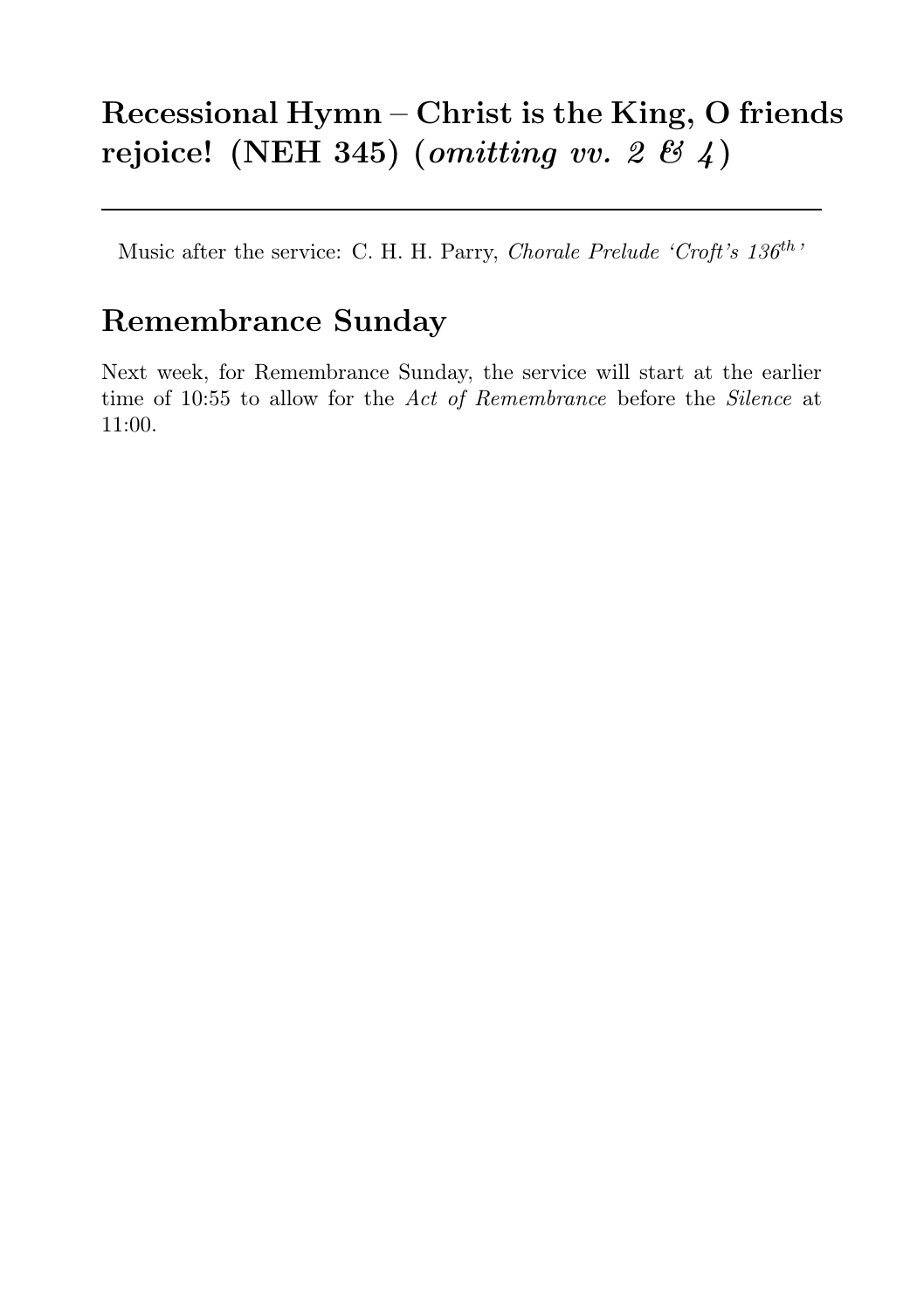## Recessional Hymn – Christ is the King, O friends rejoice! (NEH 345) (*omitting vv. 2 & 4*)

---

Music after the service: C. H. H. Parry, *Chorale Prelude 'Croft's 136th'*

## Remembrance Sunday

Next week, for Remembrance Sunday, the service will start at the earlier time of 10:55 to allow for the *Act of Remembrance* before the *Silence* at 11:00.